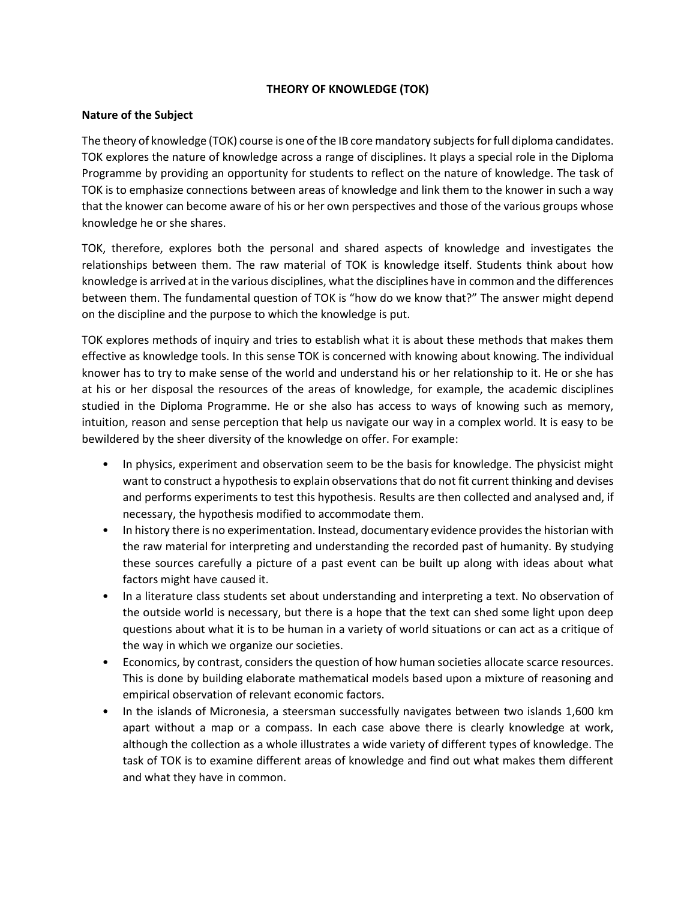# THEORY OF KNOWLEDGE (TOK)

## Nature of the Subject

The theory of knowledge (TOK) course is one of the IB core mandatory subjects for full diploma candidates. TOK explores the nature of knowledge across a range of disciplines. It plays a special role in the Diploma Programme by providing an opportunity for students to reflect on the nature of knowledge. The task of TOK is to emphasize connections between areas of knowledge and link them to the knower in such a way that the knower can become aware of his or her own perspectives and those of the various groups whose knowledge he or she shares.

TOK, therefore, explores both the personal and shared aspects of knowledge and investigates the relationships between them. The raw material of TOK is knowledge itself. Students think about how knowledge is arrived at in the various disciplines, what the disciplines have in common and the differences between them. The fundamental question of TOK is "how do we know that?" The answer might depend on the discipline and the purpose to which the knowledge is put.

TOK explores methods of inquiry and tries to establish what it is about these methods that makes them effective as knowledge tools. In this sense TOK is concerned with knowing about knowing. The individual knower has to try to make sense of the world and understand his or her relationship to it. He or she has at his or her disposal the resources of the areas of knowledge, for example, the academic disciplines studied in the Diploma Programme. He or she also has access to ways of knowing such as memory, intuition, reason and sense perception that help us navigate our way in a complex world. It is easy to be bewildered by the sheer diversity of the knowledge on offer. For example:

- In physics, experiment and observation seem to be the basis for knowledge. The physicist might want to construct a hypothesis to explain observations that do not fit current thinking and devises and performs experiments to test this hypothesis. Results are then collected and analysed and, if necessary, the hypothesis modified to accommodate them.
- In history there is no experimentation. Instead, documentary evidence provides the historian with the raw material for interpreting and understanding the recorded past of humanity. By studying these sources carefully a picture of a past event can be built up along with ideas about what factors might have caused it.
- In a literature class students set about understanding and interpreting a text. No observation of the outside world is necessary, but there is a hope that the text can shed some light upon deep questions about what it is to be human in a variety of world situations or can act as a critique of the way in which we organize our societies.
- Economics, by contrast, considers the question of how human societies allocate scarce resources. This is done by building elaborate mathematical models based upon a mixture of reasoning and empirical observation of relevant economic factors.
- In the islands of Micronesia, a steersman successfully navigates between two islands 1,600 km apart without a map or a compass. In each case above there is clearly knowledge at work, although the collection as a whole illustrates a wide variety of different types of knowledge. The task of TOK is to examine different areas of knowledge and find out what makes them different and what they have in common.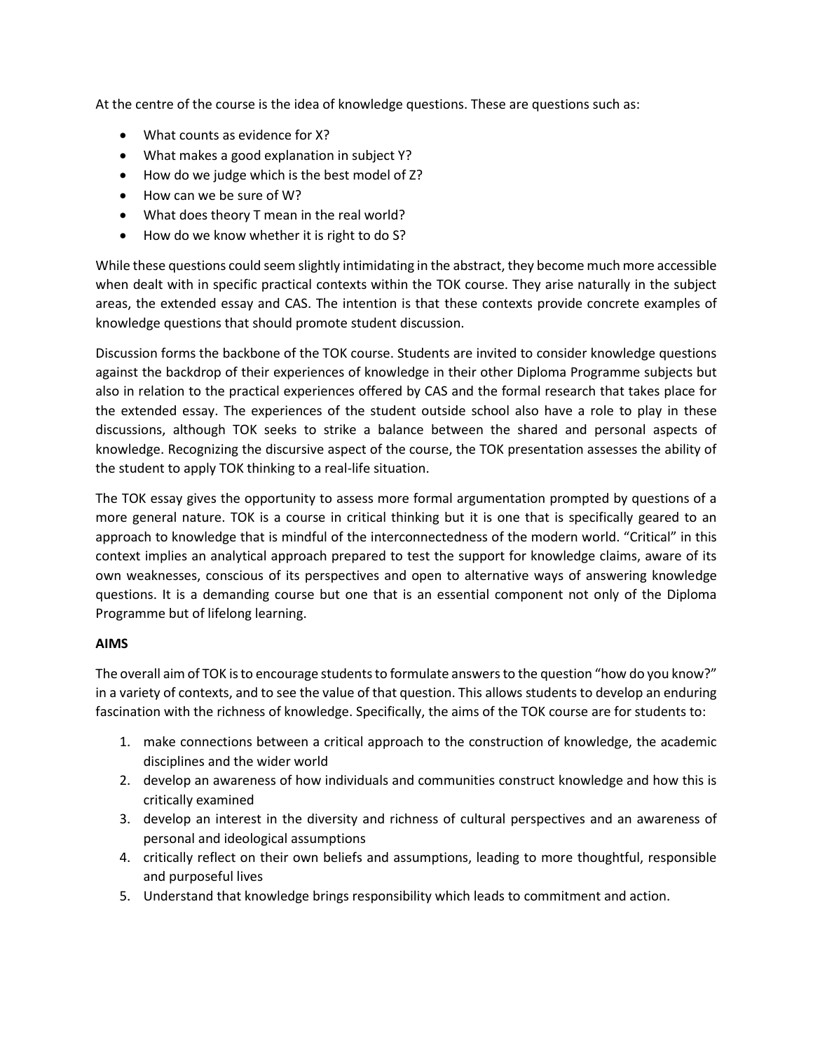At the centre of the course is the idea of knowledge questions. These are questions such as:

- What counts as evidence for X?
- What makes a good explanation in subject Y?
- How do we judge which is the best model of Z?
- How can we be sure of W?
- What does theory T mean in the real world?
- How do we know whether it is right to do S?

While these questions could seem slightly intimidating in the abstract, they become much more accessible when dealt with in specific practical contexts within the TOK course. They arise naturally in the subject areas, the extended essay and CAS. The intention is that these contexts provide concrete examples of knowledge questions that should promote student discussion.

Discussion forms the backbone of the TOK course. Students are invited to consider knowledge questions against the backdrop of their experiences of knowledge in their other Diploma Programme subjects but also in relation to the practical experiences offered by CAS and the formal research that takes place for the extended essay. The experiences of the student outside school also have a role to play in these discussions, although TOK seeks to strike a balance between the shared and personal aspects of knowledge. Recognizing the discursive aspect of the course, the TOK presentation assesses the ability of the student to apply TOK thinking to a real-life situation.

The TOK essay gives the opportunity to assess more formal argumentation prompted by questions of a more general nature. TOK is a course in critical thinking but it is one that is specifically geared to an approach to knowledge that is mindful of the interconnectedness of the modern world. "Critical" in this context implies an analytical approach prepared to test the support for knowledge claims, aware of its own weaknesses, conscious of its perspectives and open to alternative ways of answering knowledge questions. It is a demanding course but one that is an essential component not only of the Diploma Programme but of lifelong learning.

**AIMS**

The overall aim of TOK is to encourage students to formulate answers to the question "how do you know?" in a variety of contexts, and to see the value of that question. This allows students to develop an enduring fascination with the richness of knowledge. Specifically, the aims of the TOK course are for students to:

1. make connections between a critical approach to the construction of knowledge, the academic disciplines and the wider world
2. develop an awareness of how individuals and communities construct knowledge and how this is critically examined
3. develop an interest in the diversity and richness of cultural perspectives and an awareness of personal and ideological assumptions
4. critically reflect on their own beliefs and assumptions, leading to more thoughtful, responsible and purposeful lives
5. Understand that knowledge brings responsibility which leads to commitment and action.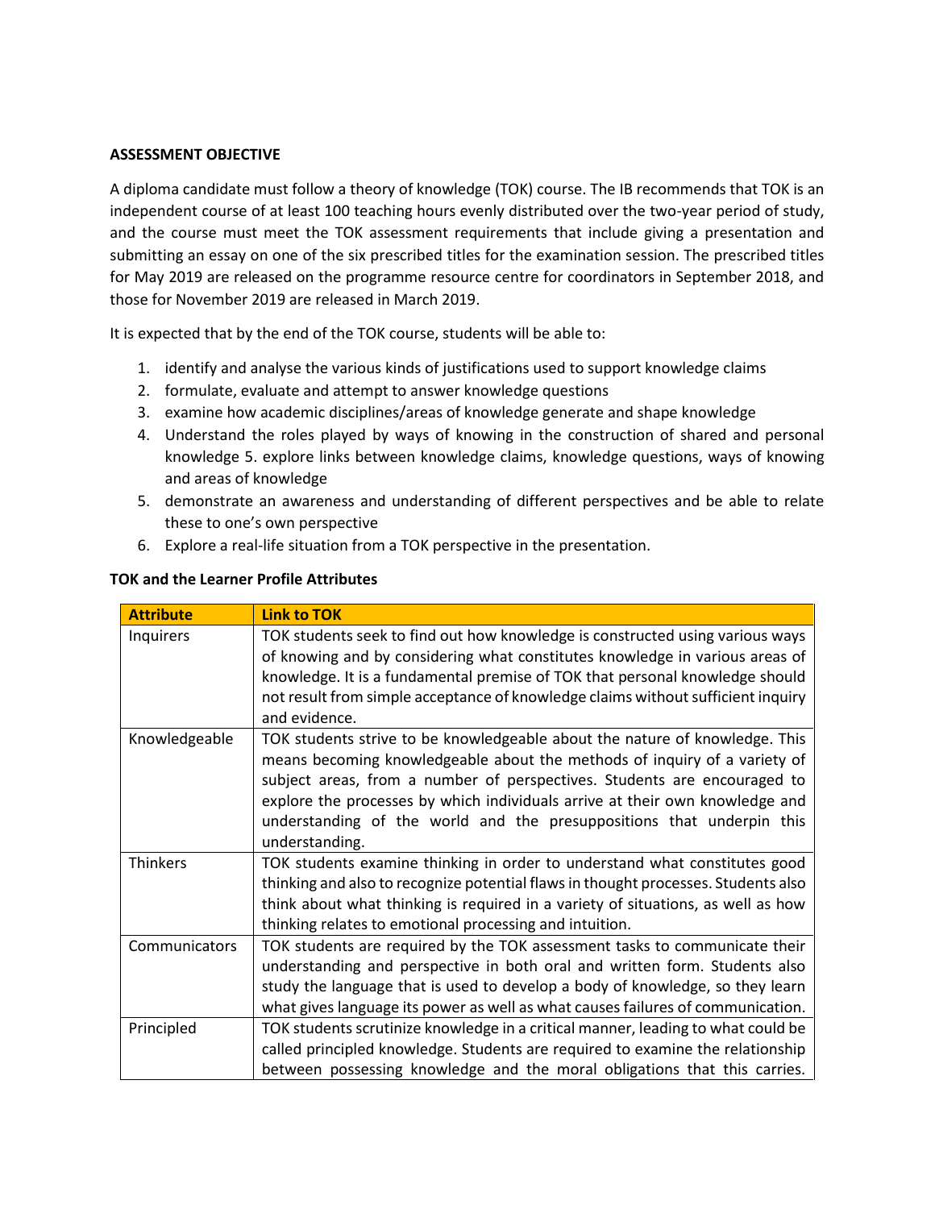**ASSESSMENT OBJECTIVE**

A diploma candidate must follow a theory of knowledge (TOK) course. The IB recommends that TOK is an independent course of at least 100 teaching hours evenly distributed over the two-year period of study, and the course must meet the TOK assessment requirements that include giving a presentation and submitting an essay on one of the six prescribed titles for the examination session. The prescribed titles for May 2019 are released on the programme resource centre for coordinators in September 2018, and those for November 2019 are released in March 2019.

It is expected that by the end of the TOK course, students will be able to:

1. identify and analyse the various kinds of justifications used to support knowledge claims
2. formulate, evaluate and attempt to answer knowledge questions
3. examine how academic disciplines/areas of knowledge generate and shape knowledge
4. Understand the roles played by ways of knowing in the construction of shared and personal knowledge 5. explore links between knowledge claims, knowledge questions, ways of knowing and areas of knowledge
5. demonstrate an awareness and understanding of different perspectives and be able to relate these to one's own perspective
6. Explore a real-life situation from a TOK perspective in the presentation.

**TOK and the Learner Profile Attributes**

| Attribute | Link to TOK |
|---|---|
| Inquirers | TOK students seek to find out how knowledge is constructed using various ways of knowing and by considering what constitutes knowledge in various areas of knowledge. It is a fundamental premise of TOK that personal knowledge should not result from simple acceptance of knowledge claims without sufficient inquiry and evidence. |
| Knowledgeable | TOK students strive to be knowledgeable about the nature of knowledge. This means becoming knowledgeable about the methods of inquiry of a variety of subject areas, from a number of perspectives. Students are encouraged to explore the processes by which individuals arrive at their own knowledge and understanding of the world and the presuppositions that underpin this understanding. |
| Thinkers | TOK students examine thinking in order to understand what constitutes good thinking and also to recognize potential flaws in thought processes. Students also think about what thinking is required in a variety of situations, as well as how thinking relates to emotional processing and intuition. |
| Communicators | TOK students are required by the TOK assessment tasks to communicate their understanding and perspective in both oral and written form. Students also study the language that is used to develop a body of knowledge, so they learn what gives language its power as well as what causes failures of communication. |
| Principled | TOK students scrutinize knowledge in a critical manner, leading to what could be called principled knowledge. Students are required to examine the relationship between possessing knowledge and the moral obligations that this carries. |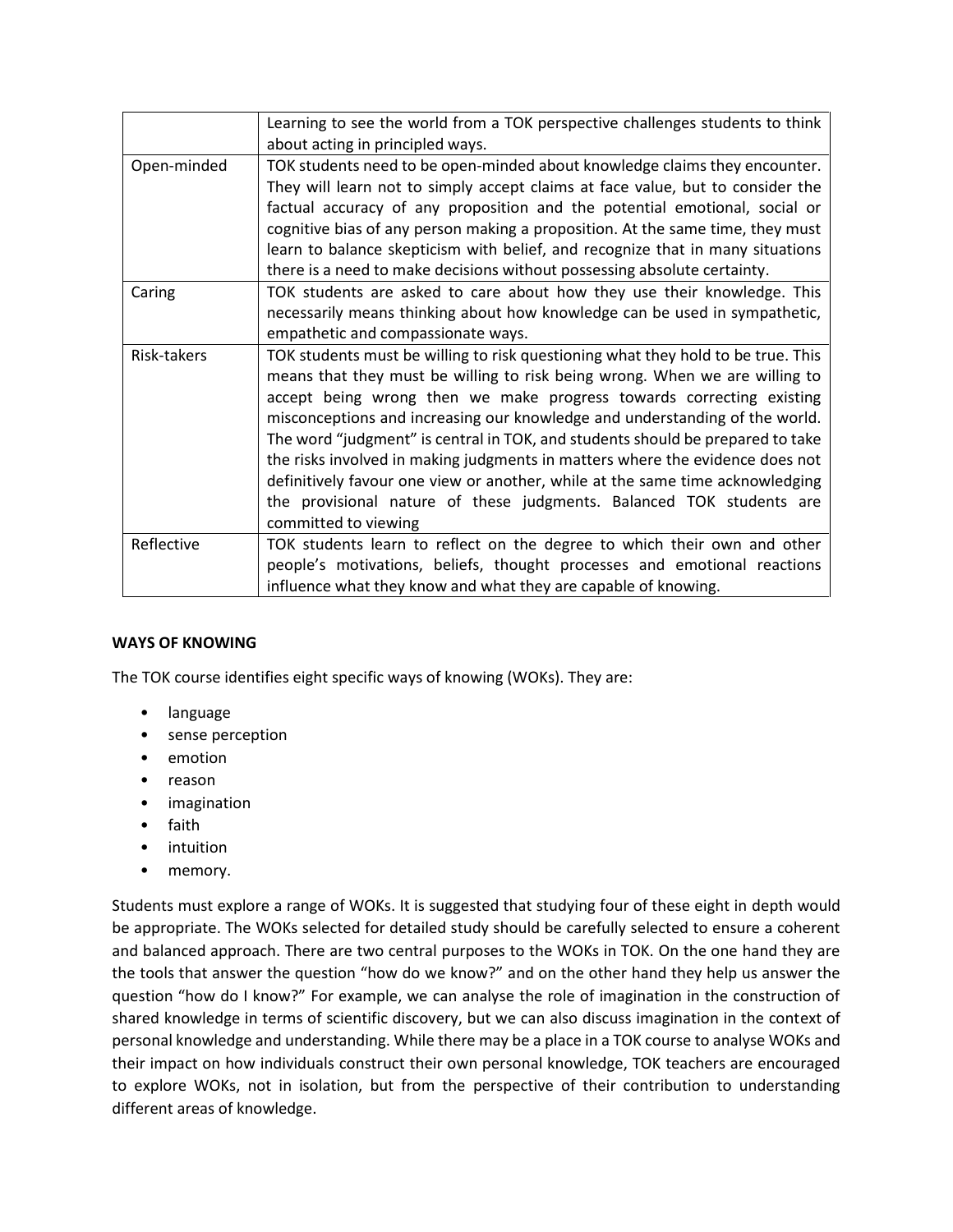| | |
|---|---|
| | Learning to see the world from a TOK perspective challenges students to think about acting in principled ways. |
| Open-minded | TOK students need to be open-minded about knowledge claims they encounter. They will learn not to simply accept claims at face value, but to consider the factual accuracy of any proposition and the potential emotional, social or cognitive bias of any person making a proposition. At the same time, they must learn to balance skepticism with belief, and recognize that in many situations there is a need to make decisions without possessing absolute certainty. |
| Caring | TOK students are asked to care about how they use their knowledge. This necessarily means thinking about how knowledge can be used in sympathetic, empathetic and compassionate ways. |
| Risk-takers | TOK students must be willing to risk questioning what they hold to be true. This means that they must be willing to risk being wrong. When we are willing to accept being wrong then we make progress towards correcting existing misconceptions and increasing our knowledge and understanding of the world. The word "judgment" is central in TOK, and students should be prepared to take the risks involved in making judgments in matters where the evidence does not definitively favour one view or another, while at the same time acknowledging the provisional nature of these judgments. Balanced TOK students are committed to viewing |
| Reflective | TOK students learn to reflect on the degree to which their own and other people's motivations, beliefs, thought processes and emotional reactions influence what they know and what they are capable of knowing. |

**WAYS OF KNOWING**

The TOK course identifies eight specific ways of knowing (WOKs). They are:

- language
- sense perception
- emotion
- reason
- imagination
- faith
- intuition
- memory.

Students must explore a range of WOKs. It is suggested that studying four of these eight in depth would be appropriate. The WOKs selected for detailed study should be carefully selected to ensure a coherent and balanced approach. There are two central purposes to the WOKs in TOK. On the one hand they are the tools that answer the question "how do we know?" and on the other hand they help us answer the question "how do I know?" For example, we can analyse the role of imagination in the construction of shared knowledge in terms of scientific discovery, but we can also discuss imagination in the context of personal knowledge and understanding. While there may be a place in a TOK course to analyse WOKs and their impact on how individuals construct their own personal knowledge, TOK teachers are encouraged to explore WOKs, not in isolation, but from the perspective of their contribution to understanding different areas of knowledge.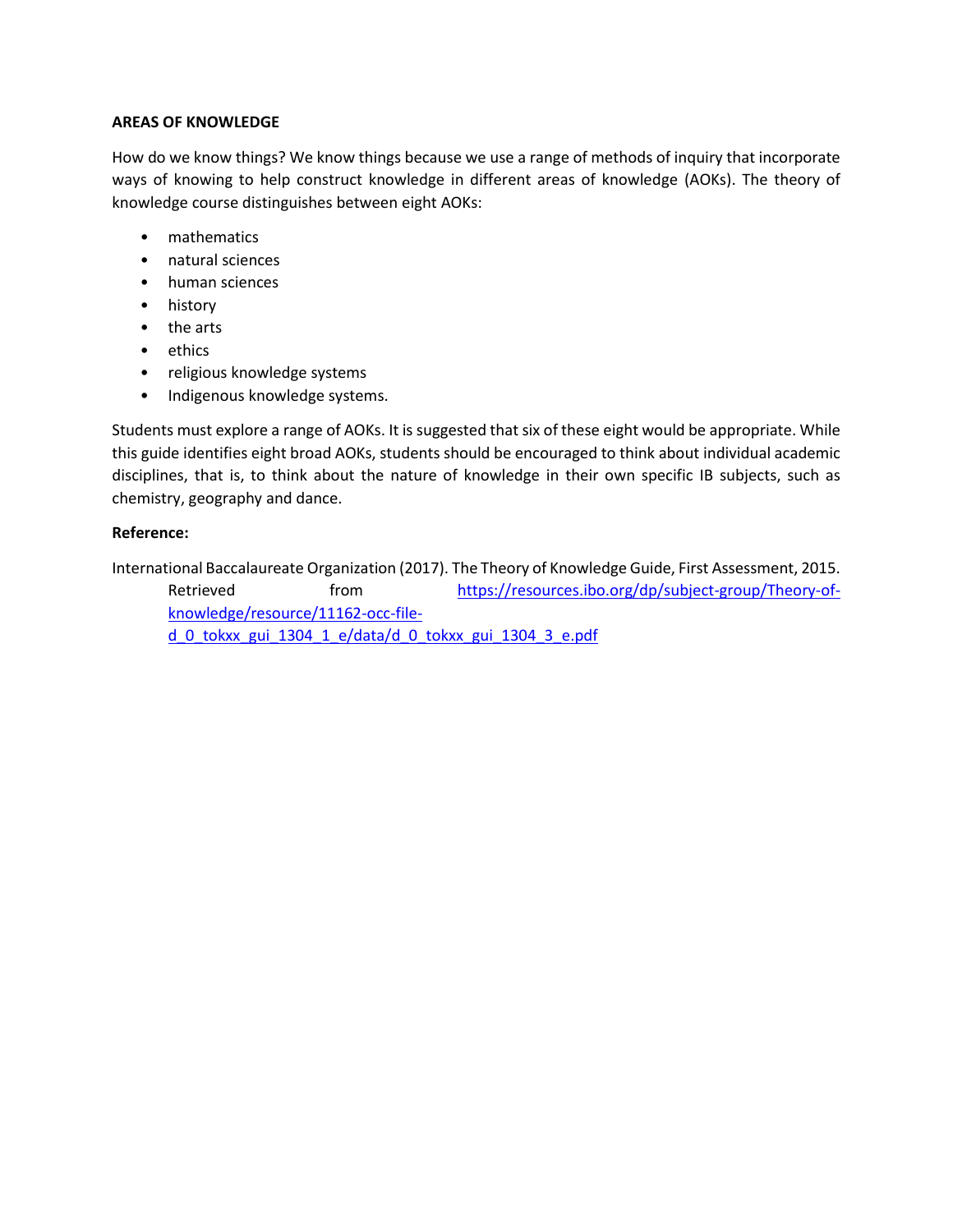**AREAS OF KNOWLEDGE**

How do we know things? We know things because we use a range of methods of inquiry that incorporate ways of knowing to help construct knowledge in different areas of knowledge (AOKs). The theory of knowledge course distinguishes between eight AOKs:

- mathematics
- natural sciences
- human sciences
- history
- the arts
- ethics
- religious knowledge systems
- Indigenous knowledge systems.

Students must explore a range of AOKs. It is suggested that six of these eight would be appropriate. While this guide identifies eight broad AOKs, students should be encouraged to think about individual academic disciplines, that is, to think about the nature of knowledge in their own specific IB subjects, such as chemistry, geography and dance.

**Reference:**

International Baccalaureate Organization (2017). The Theory of Knowledge Guide, First Assessment, 2015. Retrieved from https://resources.ibo.org/dp/subject-group/Theory-of-knowledge/resource/11162-occ-file-d_0_tokxx_gui_1304_1_e/data/d_0_tokxx_gui_1304_3_e.pdf